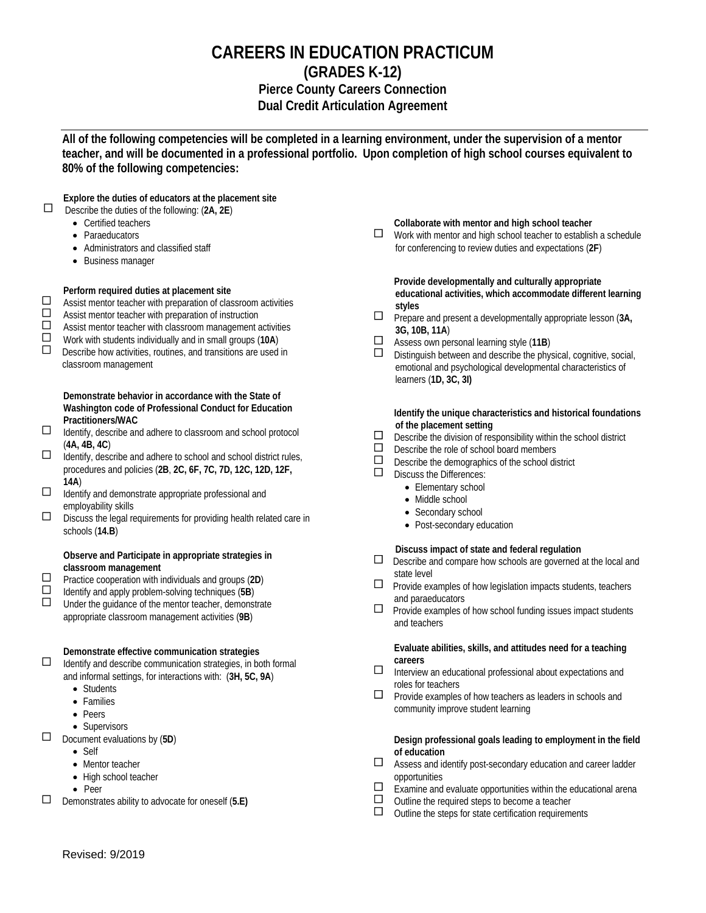# CAREERS IN EDUCATION PRACTICUM

## (GRADES K-12)

### Pierce County Careers Connection

### Dual Credit Articulation Agreement

**All of the following competencies will be completed in a learning environment, under the supervision of a mentor teacher, and will be documented in a professional portfolio. Upon completion of high school courses equivalent to 80% of the following competencies:**

**Explore the duties of educators at the placement site**

- ☐ Describe the duties of the following: (**2A, 2E**)
  - Certified teachers
  - Paraeducators
  - Administrators and classified staff
  - Business manager

**Perform required duties at placement site**

- ☐ Assist mentor teacher with preparation of classroom activities
- ☐ Assist mentor teacher with preparation of instruction
- ☐ Assist mentor teacher with classroom management activities
- ☐ Work with students individually and in small groups (**10A**)
- ☐ Describe how activities, routines, and transitions are used in classroom management

**Demonstrate behavior in accordance with the State of Washington code of Professional Conduct for Education Practitioners/WAC**

- ☐ Identify, describe and adhere to classroom and school protocol (**4A, 4B, 4C**)
- ☐ Identify, describe and adhere to school and school district rules, procedures and policies (**2B**, **2C, 6F, 7C, 7D, 12C, 12D, 12F, 14A**)
- ☐ Identify and demonstrate appropriate professional and employability skills
- ☐ Discuss the legal requirements for providing health related care in schools (**14.B**)

**Observe and Participate in appropriate strategies in classroom management**

- ☐ Practice cooperation with individuals and groups (**2D**)
- ☐ Identify and apply problem-solving techniques (**5B**)
- ☐ Under the guidance of the mentor teacher, demonstrate appropriate classroom management activities (**9B**)

**Demonstrate effective communication strategies**

- ☐ Identify and describe communication strategies, in both formal and informal settings, for interactions with: (**3H, 5C, 9A**)
  - Students
  - Families
  - Peers
  - Supervisors
- ☐ Document evaluations by (**5D**)
  - Self
  - Mentor teacher
  - High school teacher
  - Peer
- ☐ Demonstrates ability to advocate for oneself (**5.E)**

**Collaborate with mentor and high school teacher**

- ☐ Work with mentor and high school teacher to establish a schedule for conferencing to review duties and expectations (**2F**)

**Provide developmentally and culturally appropriate educational activities, which accommodate different learning styles**

- ☐ Prepare and present a developmentally appropriate lesson (**3A, 3G, 10B, 11A**)
- ☐ Assess own personal learning style (**11B**)
- ☐ Distinguish between and describe the physical, cognitive, social, emotional and psychological developmental characteristics of learners (**1D, 3C, 3I)**

**Identify the unique characteristics and historical foundations of the placement setting**

- ☐ Describe the division of responsibility within the school district
- ☐ Describe the role of school board members
- ☐ Describe the demographics of the school district
- ☐ Discuss the Differences:
  - Elementary school
  - Middle school
  - Secondary school
  - Post-secondary education

**Discuss impact of state and federal regulation**

- ☐ Describe and compare how schools are governed at the local and state level
- ☐ Provide examples of how legislation impacts students, teachers and paraeducators
- ☐ Provide examples of how school funding issues impact students and teachers

**Evaluate abilities, skills, and attitudes need for a teaching careers**

- ☐ Interview an educational professional about expectations and roles for teachers
- ☐ Provide examples of how teachers as leaders in schools and community improve student learning

**Design professional goals leading to employment in the field of education**

- ☐ Assess and identify post-secondary education and career ladder opportunities
- ☐ Examine and evaluate opportunities within the educational arena
- ☐ Outline the required steps to become a teacher
- ☐ Outline the steps for state certification requirements

Revised: 9/2019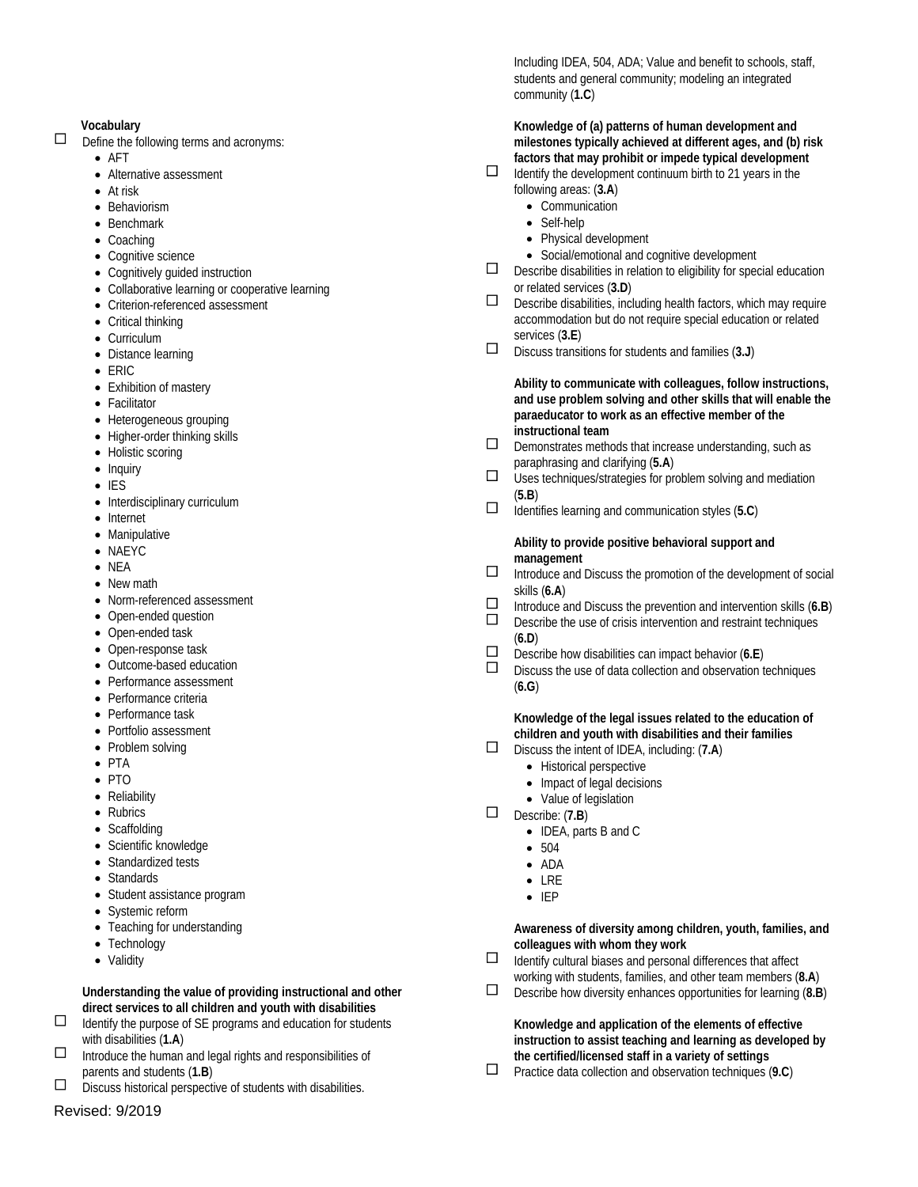**Vocabulary**

☐ Define the following terms and acronyms:

- AFT
- Alternative assessment
- At risk
- Behaviorism
- Benchmark
- Coaching
- Cognitive science
- Cognitively guided instruction
- Collaborative learning or cooperative learning
- Criterion-referenced assessment
- Critical thinking
- Curriculum
- Distance learning
- ERIC
- Exhibition of mastery
- Facilitator
- Heterogeneous grouping
- Higher-order thinking skills
- Holistic scoring
- Inquiry
- IES
- Interdisciplinary curriculum
- Internet
- Manipulative
- NAEYC
- NEA
- New math
- Norm-referenced assessment
- Open-ended question
- Open-ended task
- Open-response task
- Outcome-based education
- Performance assessment
- Performance criteria
- Performance task
- Portfolio assessment
- Problem solving
- PTA
- PTO
- Reliability
- Rubrics
- Scaffolding
- Scientific knowledge
- Standardized tests
- Standards
- Student assistance program
- Systemic reform
- Teaching for understanding
- Technology
- Validity

**Understanding the value of providing instructional and other direct services to all children and youth with disabilities**

☐ Identify the purpose of SE programs and education for students with disabilities (**1.A**)

☐ Introduce the human and legal rights and responsibilities of parents and students (**1.B**)

☐ Discuss historical perspective of students with disabilities. Including IDEA, 504, ADA; Value and benefit to schools, staff, students and general community; modeling an integrated community (**1.C**)

**Knowledge of (a) patterns of human development and milestones typically achieved at different ages, and (b) risk factors that may prohibit or impede typical development**

☐ Identify the development continuum birth to 21 years in the following areas: (**3.A**)

- Communication
- Self-help
- Physical development
- Social/emotional and cognitive development

☐ Describe disabilities in relation to eligibility for special education or related services (**3.D**)

☐ Describe disabilities, including health factors, which may require accommodation but do not require special education or related services (**3.E**)

☐ Discuss transitions for students and families (**3.J**)

**Ability to communicate with colleagues, follow instructions, and use problem solving and other skills that will enable the paraeducator to work as an effective member of the instructional team**

☐ Demonstrates methods that increase understanding, such as paraphrasing and clarifying (**5.A**)

☐ Uses techniques/strategies for problem solving and mediation (**5.B**)

☐ Identifies learning and communication styles (**5.C**)

**Ability to provide positive behavioral support and management**

☐ Introduce and Discuss the promotion of the development of social skills (**6.A**)

☐ Introduce and Discuss the prevention and intervention skills (**6.B**)

☐ Describe the use of crisis intervention and restraint techniques (**6.D**)

☐ Describe how disabilities can impact behavior (**6.E**)

☐ Discuss the use of data collection and observation techniques (**6.G**)

**Knowledge of the legal issues related to the education of children and youth with disabilities and their families**

☐ Discuss the intent of IDEA, including: (**7.A**)

- Historical perspective
- Impact of legal decisions
- Value of legislation

☐ Describe: (**7.B**)

- IDEA, parts B and C
- 504
- ADA
- LRE
- IEP

**Awareness of diversity among children, youth, families, and colleagues with whom they work**

☐ Identify cultural biases and personal differences that affect working with students, families, and other team members (**8.A**)

☐ Describe how diversity enhances opportunities for learning (**8.B**)

**Knowledge and application of the elements of effective instruction to assist teaching and learning as developed by the certified/licensed staff in a variety of settings**

☐ Practice data collection and observation techniques (**9.C**)

Revised: 9/2019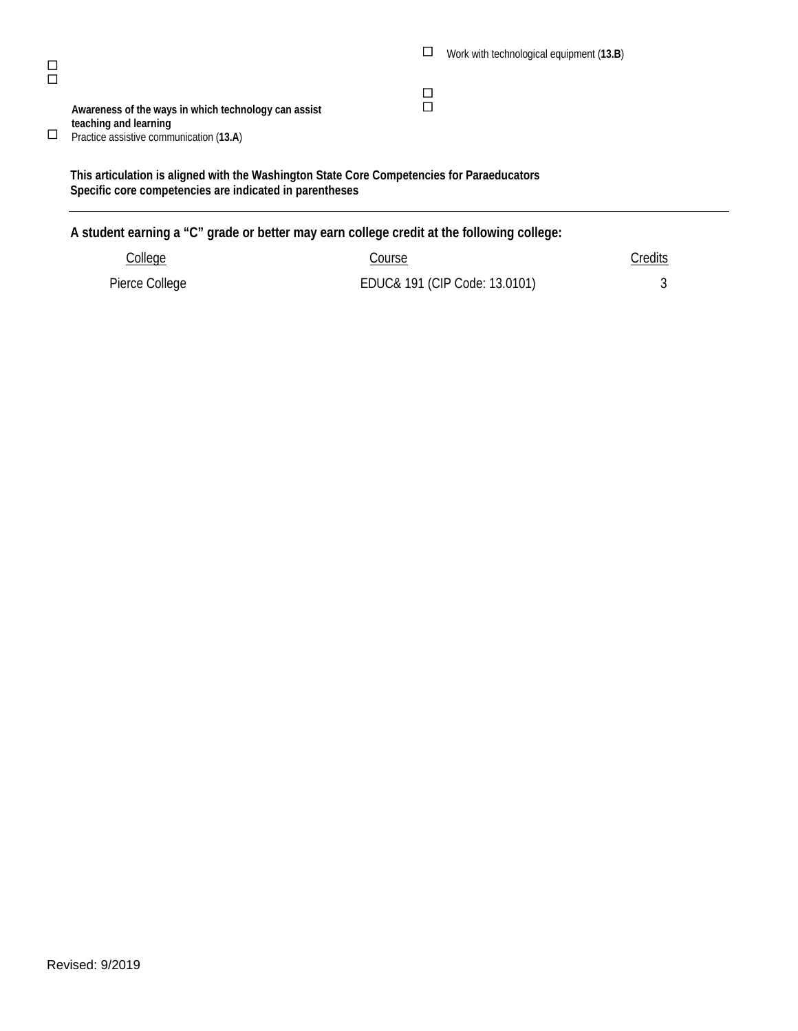☐ Work with technological equipment (**13.B**)

☐
☐

☐
☐

**Awareness of the ways in which technology can assist teaching and learning**

☐ Practice assistive communication (**13.A**)

**This articulation is aligned with the Washington State Core Competencies for Paraeducators**
**Specific core competencies are indicated in parentheses**

---

**A student earning a "C" grade or better may earn college credit at the following college:**

| College | Course | Credits |
|---|---|---|
| Pierce College | EDUC& 191 (CIP Code: 13.0101) | 3 |

Revised: 9/2019